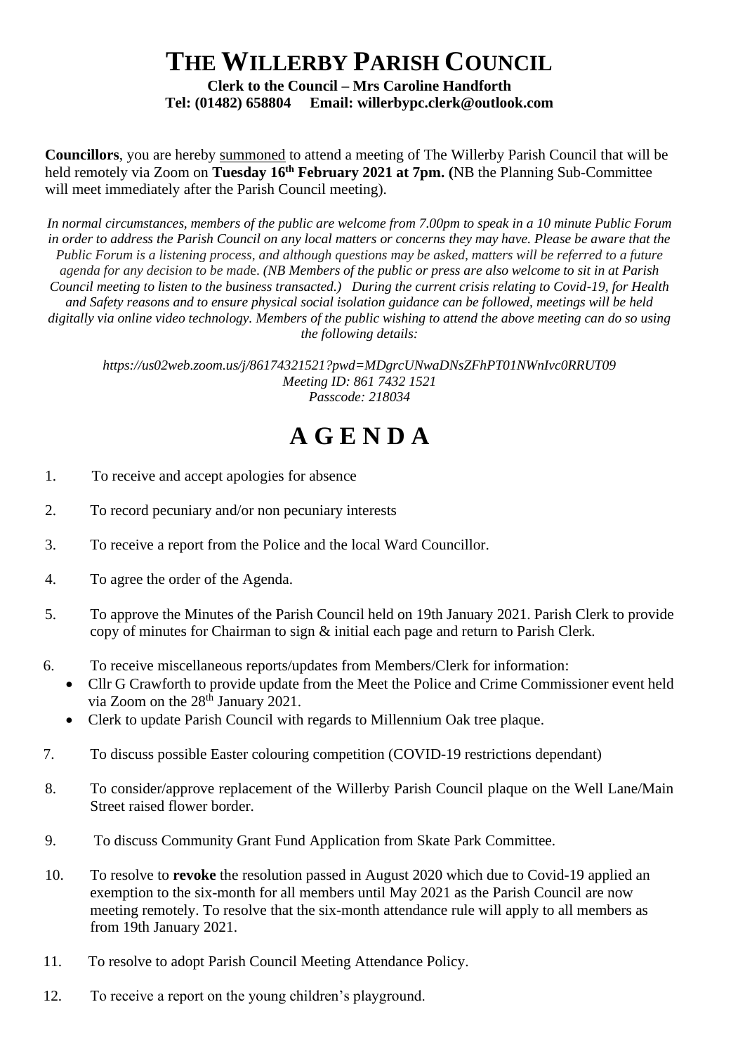# THE WILLERBY PARISH COUNCIL

**Clerk to the Council – Mrs Caroline Handforth**
**Tel: (01482) 658804 Email: willerbypc.clerk@outlook.com**

**Councillors**, you are hereby summoned to attend a meeting of The Willerby Parish Council that will be held remotely via Zoom on **Tuesday 16th February 2021 at 7pm. (**NB the Planning Sub-Committee will meet immediately after the Parish Council meeting).

*In normal circumstances, members of the public are welcome from 7.00pm to speak in a 10 minute Public Forum in order to address the Parish Council on any local matters or concerns they may have. Please be aware that the Public Forum is a listening process, and although questions may be asked, matters will be referred to a future agenda for any decision to be made. (NB Members of the public or press are also welcome to sit in at Parish Council meeting to listen to the business transacted.) During the current crisis relating to Covid-19, for Health and Safety reasons and to ensure physical social isolation guidance can be followed, meetings will be held digitally via online video technology. Members of the public wishing to attend the above meeting can do so using the following details:*

*https://us02web.zoom.us/j/86174321521?pwd=MDgrcUNwaDNsZFhPT01NWnIvc0RRUT09*
*Meeting ID: 861 7432 1521*
*Passcode: 218034*

# A G E N D A

1. To receive and accept apologies for absence

2. To record pecuniary and/or non pecuniary interests

3. To receive a report from the Police and the local Ward Councillor.

4. To agree the order of the Agenda.

5. To approve the Minutes of the Parish Council held on 19th January 2021. Parish Clerk to provide copy of minutes for Chairman to sign & initial each page and return to Parish Clerk.

6. To receive miscellaneous reports/updates from Members/Clerk for information:
   - Cllr G Crawforth to provide update from the Meet the Police and Crime Commissioner event held via Zoom on the 28th January 2021.
   - Clerk to update Parish Council with regards to Millennium Oak tree plaque.

7. To discuss possible Easter colouring competition (COVID-19 restrictions dependant)

8. To consider/approve replacement of the Willerby Parish Council plaque on the Well Lane/Main Street raised flower border.

9. To discuss Community Grant Fund Application from Skate Park Committee.

10. To resolve to **revoke** the resolution passed in August 2020 which due to Covid-19 applied an exemption to the six-month for all members until May 2021 as the Parish Council are now meeting remotely. To resolve that the six-month attendance rule will apply to all members as from 19th January 2021.

11. To resolve to adopt Parish Council Meeting Attendance Policy.

12. To receive a report on the young children's playground.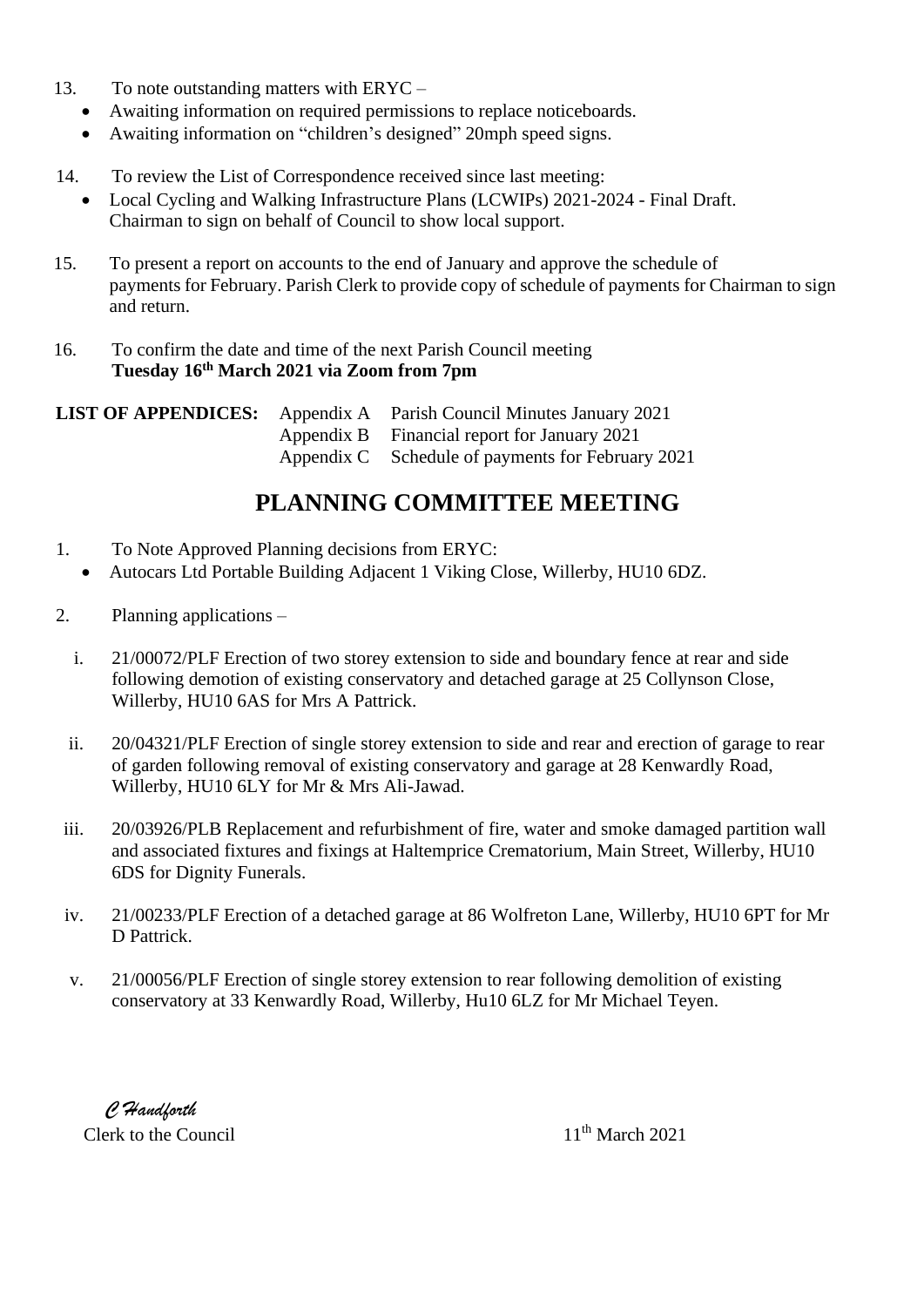13. To note outstanding matters with ERYC –
    - Awaiting information on required permissions to replace noticeboards.
    - Awaiting information on "children's designed" 20mph speed signs.

14. To review the List of Correspondence received since last meeting:
    - Local Cycling and Walking Infrastructure Plans (LCWIPs) 2021-2024 - Final Draft. Chairman to sign on behalf of Council to show local support.

15. To present a report on accounts to the end of January and approve the schedule of payments for February. Parish Clerk to provide copy of schedule of payments for Chairman to sign and return.

16. To confirm the date and time of the next Parish Council meeting
    **Tuesday 16th March 2021 via Zoom from 7pm**

| | | |
|---|---|---|
| **LIST OF APPENDICES:** | Appendix A | Parish Council Minutes January 2021 |
| | Appendix B | Financial report for January 2021 |
| | Appendix C | Schedule of payments for February 2021 |

# PLANNING COMMITTEE MEETING

1. To Note Approved Planning decisions from ERYC:
   - Autocars Ltd Portable Building Adjacent 1 Viking Close, Willerby, HU10 6DZ.

2. Planning applications –

   i. 21/00072/PLF Erection of two storey extension to side and boundary fence at rear and side following demotion of existing conservatory and detached garage at 25 Collynson Close, Willerby, HU10 6AS for Mrs A Pattrick.

   ii. 20/04321/PLF Erection of single storey extension to side and rear and erection of garage to rear of garden following removal of existing conservatory and garage at 28 Kenwardly Road, Willerby, HU10 6LY for Mr & Mrs Ali-Jawad.

   iii. 20/03926/PLB Replacement and refurbishment of fire, water and smoke damaged partition wall and associated fixtures and fixings at Haltemprice Crematorium, Main Street, Willerby, HU10 6DS for Dignity Funerals.

   iv. 21/00233/PLF Erection of a detached garage at 86 Wolfreton Lane, Willerby, HU10 6PT for Mr D Pattrick.

   v. 21/00056/PLF Erection of single storey extension to rear following demolition of existing conservatory at 33 Kenwardly Road, Willerby, Hu10 6LZ for Mr Michael Teyen.

*C Handforth*

Clerk to the Council

11th March 2021